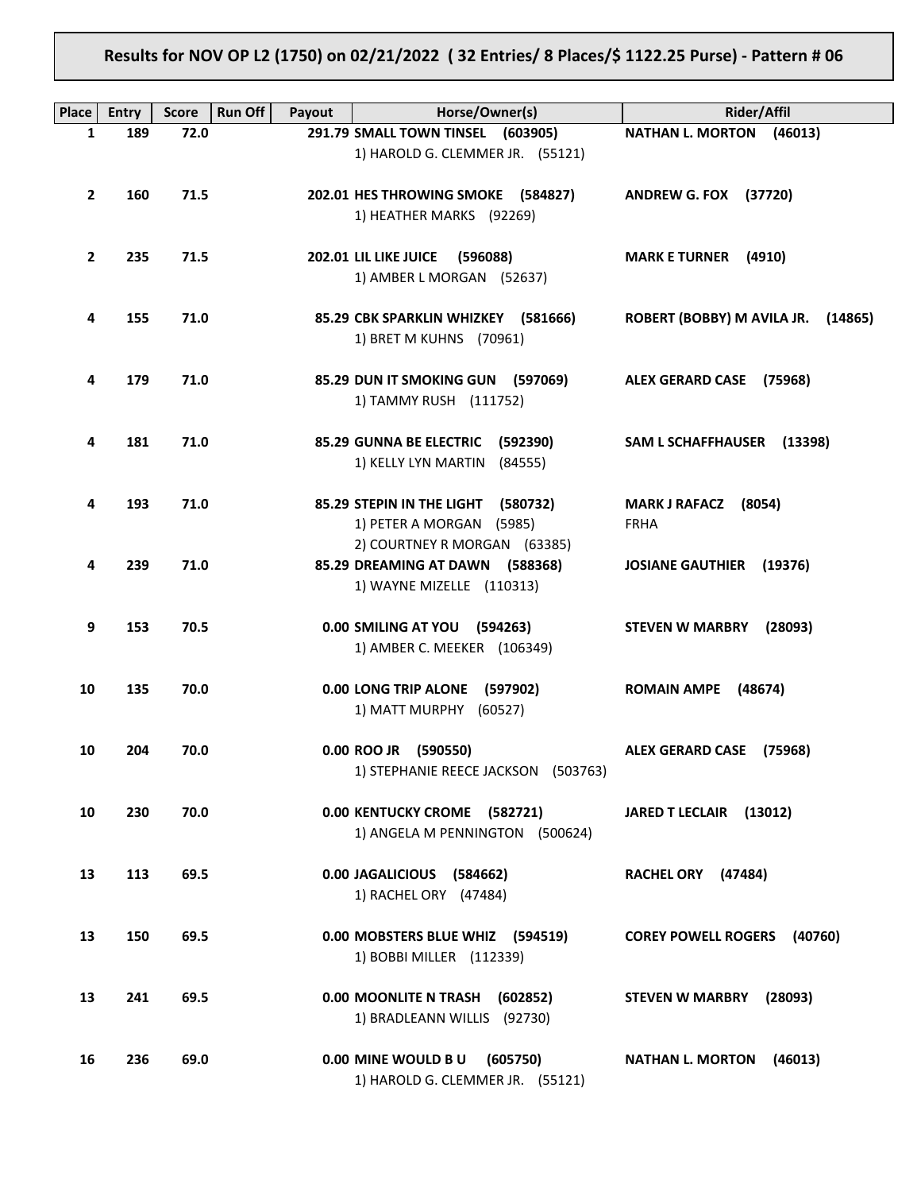## Results for NOV OP L2 (1750) on 02/21/2022 ( 32 Entries/ 8 Places/$ 1122.25 Purse) - Pattern # 06

| Place | Entry | Score | Run Off | Payout | Horse/Owner(s) | Rider/Affil |
|---|---|---|---|---|---|---|
| 1 | 189 | 72.0 | | 291.79 | **SMALL TOWN TINSEL (603905)**<br>1) HAROLD G. CLEMMER JR. (55121) | **NATHAN L. MORTON (46013)** |
| 2 | 160 | 71.5 | | 202.01 | **HES THROWING SMOKE (584827)**<br>1) HEATHER MARKS (92269) | **ANDREW G. FOX (37720)** |
| 2 | 235 | 71.5 | | 202.01 | **LIL LIKE JUICE (596088)**<br>1) AMBER L MORGAN (52637) | **MARK E TURNER (4910)** |
| 4 | 155 | 71.0 | | 85.29 | **CBK SPARKLIN WHIZKEY (581666)**<br>1) BRET M KUHNS (70961) | **ROBERT (BOBBY) M AVILA JR. (14865)** |
| 4 | 179 | 71.0 | | 85.29 | **DUN IT SMOKING GUN (597069)**<br>1) TAMMY RUSH (111752) | **ALEX GERARD CASE (75968)** |
| 4 | 181 | 71.0 | | 85.29 | **GUNNA BE ELECTRIC (592390)**<br>1) KELLY LYN MARTIN (84555) | **SAM L SCHAFFHAUSER (13398)** |
| 4 | 193 | 71.0 | | 85.29 | **STEPIN IN THE LIGHT (580732)**<br>1) PETER A MORGAN (5985)<br>2) COURTNEY R MORGAN (63385) | **MARK J RAFACZ (8054)**<br>FRHA |
| 4 | 239 | 71.0 | | 85.29 | **DREAMING AT DAWN (588368)**<br>1) WAYNE MIZELLE (110313) | **JOSIANE GAUTHIER (19376)** |
| 9 | 153 | 70.5 | | 0.00 | **SMILING AT YOU (594263)**<br>1) AMBER C. MEEKER (106349) | **STEVEN W MARBRY (28093)** |
| 10 | 135 | 70.0 | | 0.00 | **LONG TRIP ALONE (597902)**<br>1) MATT MURPHY (60527) | **ROMAIN AMPE (48674)** |
| 10 | 204 | 70.0 | | 0.00 | **ROO JR (590550)**<br>1) STEPHANIE REECE JACKSON (503763) | **ALEX GERARD CASE (75968)** |
| 10 | 230 | 70.0 | | 0.00 | **KENTUCKY CROME (582721)**<br>1) ANGELA M PENNINGTON (500624) | **JARED T LECLAIR (13012)** |
| 13 | 113 | 69.5 | | 0.00 | **JAGALICIOUS (584662)**<br>1) RACHEL ORY (47484) | **RACHEL ORY (47484)** |
| 13 | 150 | 69.5 | | 0.00 | **MOBSTERS BLUE WHIZ (594519)**<br>1) BOBBI MILLER (112339) | **COREY POWELL ROGERS (40760)** |
| 13 | 241 | 69.5 | | 0.00 | **MOONLITE N TRASH (602852)**<br>1) BRADLEANN WILLIS (92730) | **STEVEN W MARBRY (28093)** |
| 16 | 236 | 69.0 | | 0.00 | **MINE WOULD B U (605750)**<br>1) HAROLD G. CLEMMER JR. (55121) | **NATHAN L. MORTON (46013)** |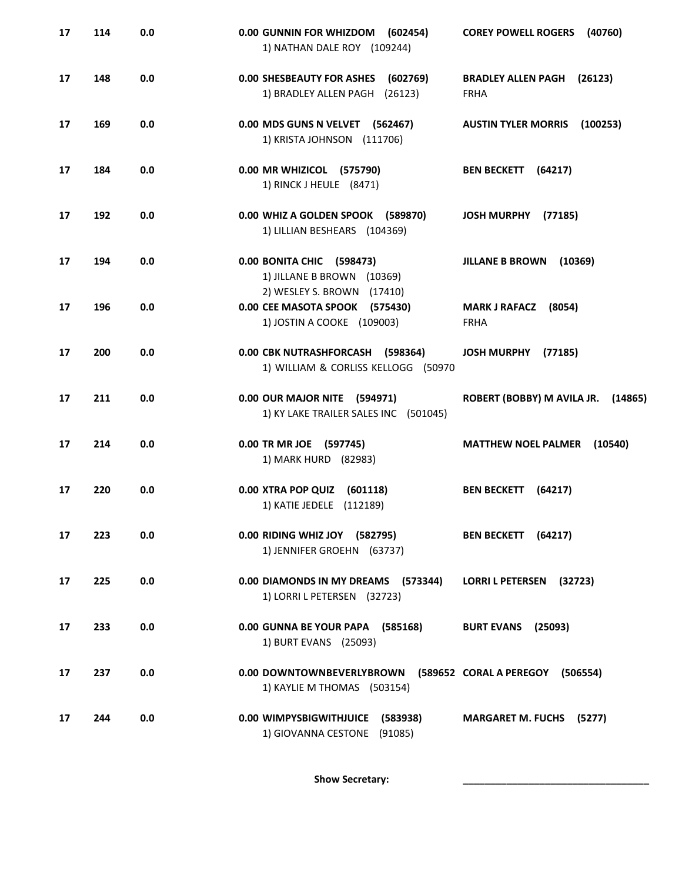| | | | | |
|---|---|---|---|---|
| 17 | 114 | 0.0 | **0.00 GUNNIN FOR WHIZDOM (602454)**<br>1) NATHAN DALE ROY (109244) | **COREY POWELL ROGERS (40760)** |
| 17 | 148 | 0.0 | **0.00 SHESBEAUTY FOR ASHES (602769)**<br>1) BRADLEY ALLEN PAGH (26123) | **BRADLEY ALLEN PAGH (26123)**<br>FRHA |
| 17 | 169 | 0.0 | **0.00 MDS GUNS N VELVET (562467)**<br>1) KRISTA JOHNSON (111706) | **AUSTIN TYLER MORRIS (100253)** |
| 17 | 184 | 0.0 | **0.00 MR WHIZICOL (575790)**<br>1) RINCK J HEULE (8471) | **BEN BECKETT (64217)** |
| 17 | 192 | 0.0 | **0.00 WHIZ A GOLDEN SPOOK (589870)**<br>1) LILLIAN BESHEARS (104369) | **JOSH MURPHY (77185)** |
| 17 | 194 | 0.0 | **0.00 BONITA CHIC (598473)**<br>1) JILLANE B BROWN (10369)<br>2) WESLEY S. BROWN (17410) | **JILLANE B BROWN (10369)** |
| 17 | 196 | 0.0 | **0.00 CEE MASOTA SPOOK (575430)**<br>1) JOSTIN A COOKE (109003) | **MARK J RAFACZ (8054)**<br>FRHA |
| 17 | 200 | 0.0 | **0.00 CBK NUTRASHFORCASH (598364)**<br>1) WILLIAM & CORLISS KELLOGG (50970 | **JOSH MURPHY (77185)** |
| 17 | 211 | 0.0 | **0.00 OUR MAJOR NITE (594971)**<br>1) KY LAKE TRAILER SALES INC (501045) | **ROBERT (BOBBY) M AVILA JR. (14865)** |
| 17 | 214 | 0.0 | **0.00 TR MR JOE (597745)**<br>1) MARK HURD (82983) | **MATTHEW NOEL PALMER (10540)** |
| 17 | 220 | 0.0 | **0.00 XTRA POP QUIZ (601118)**<br>1) KATIE JEDELE (112189) | **BEN BECKETT (64217)** |
| 17 | 223 | 0.0 | **0.00 RIDING WHIZ JOY (582795)**<br>1) JENNIFER GROEHN (63737) | **BEN BECKETT (64217)** |
| 17 | 225 | 0.0 | **0.00 DIAMONDS IN MY DREAMS (573344)**<br>1) LORRI L PETERSEN (32723) | **LORRI L PETERSEN (32723)** |
| 17 | 233 | 0.0 | **0.00 GUNNA BE YOUR PAPA (585168)**<br>1) BURT EVANS (25093) | **BURT EVANS (25093)** |
| 17 | 237 | 0.0 | **0.00 DOWNTOWNBEVERLYBROWN (589652**<br>1) KAYLIE M THOMAS (503154) | **CORAL A PEREGOY (506554)** |
| 17 | 244 | 0.0 | **0.00 WIMPYSBIGWITHJUICE (583938)**<br>1) GIOVANNA CESTONE (91085) | **MARGARET M. FUCHS (5277)** |

**Show Secretary:** ________________________________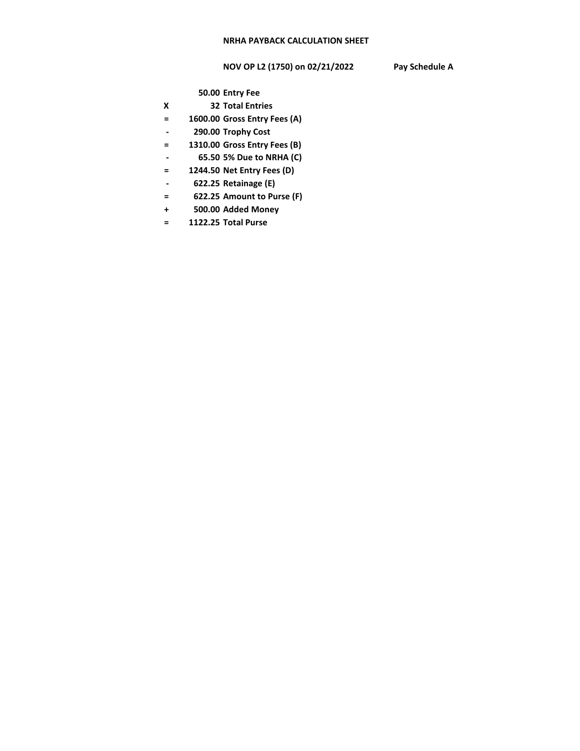**NRHA PAYBACK CALCULATION SHEET**

**NOV OP L2 (1750) on 02/21/2022** **Pay Schedule A**

| | | |
|---|---|---|
| | 50.00 | Entry Fee |
| X | 32 | Total Entries |
| = | 1600.00 | Gross Entry Fees (A) |
| - | 290.00 | Trophy Cost |
| = | 1310.00 | Gross Entry Fees (B) |
| - | 65.50 | 5% Due to NRHA (C) |
| = | 1244.50 | Net Entry Fees (D) |
| - | 622.25 | Retainage (E) |
| = | 622.25 | Amount to Purse (F) |
| + | 500.00 | Added Money |
| = | 1122.25 | Total Purse |